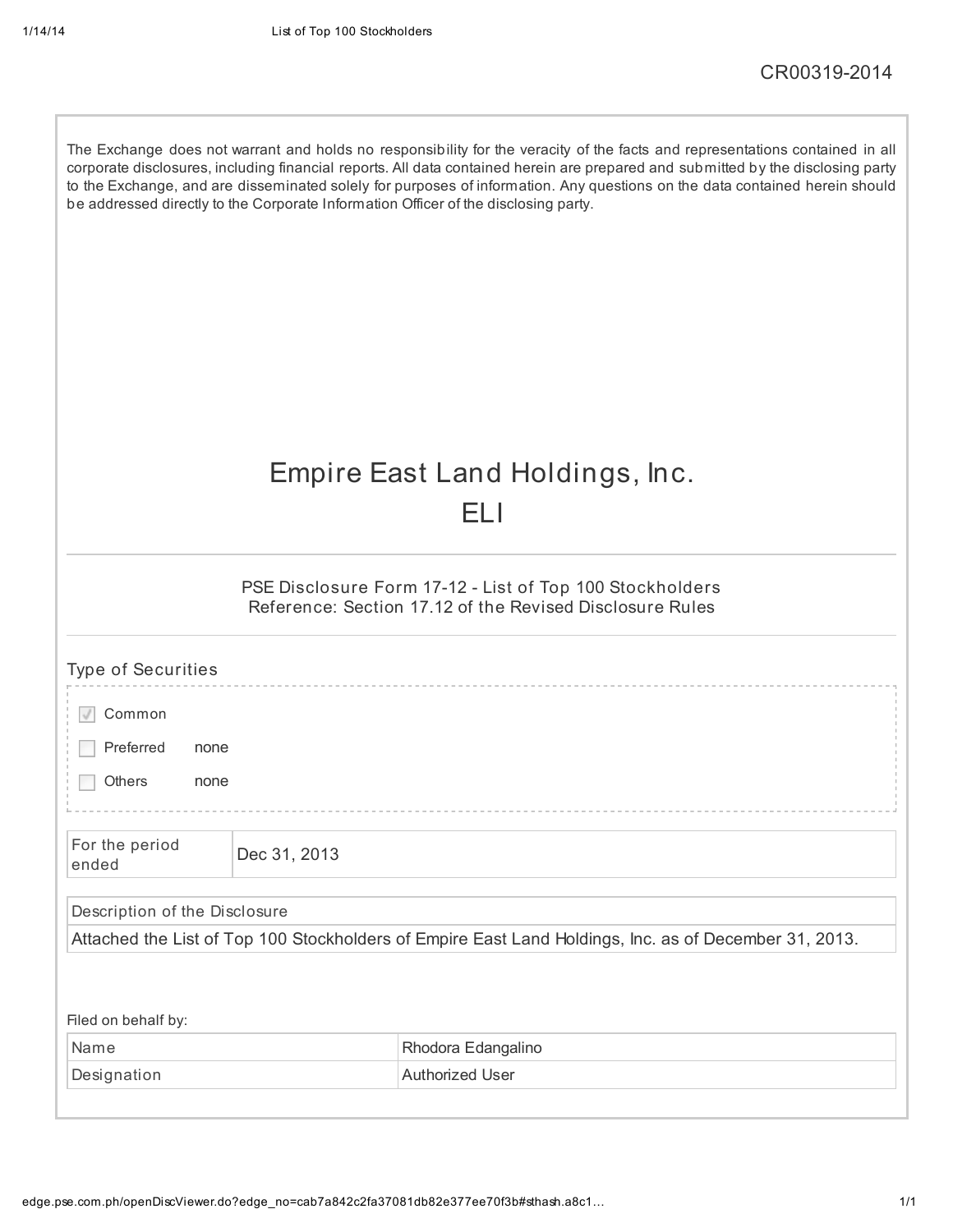CR00319-2014

The Exchange does not warrant and holds no responsibility for the veracity of the facts and representations contained in all corporate disclosures, including financial reports. All data contained herein are prepared and submitted by the disclosing party to the Exchange, and are disseminated solely for purposes of information. Any questions on the data contained herein should be addressed directly to the Corporate Information Officer of the disclosing party.

# Empire East Land Holdings, Inc.

# ELI

PSE Disclosure Form 17-12 - List of Top 100 Stockholders
Reference: Section 17.12 of the Revised Disclosure Rules

## Type of Securities

- [x] Common
- [ ] Preferred none
- [ ] Others none

| For the period ended | Dec 31, 2013 |
|---|---|

| Description of the Disclosure |
|---|
| Attached the List of Top 100 Stockholders of Empire East Land Holdings, Inc. as of December 31, 2013. |

Filed on behalf by:

| Name | Rhodora Edangalino |
|---|---|
| Designation | Authorized User |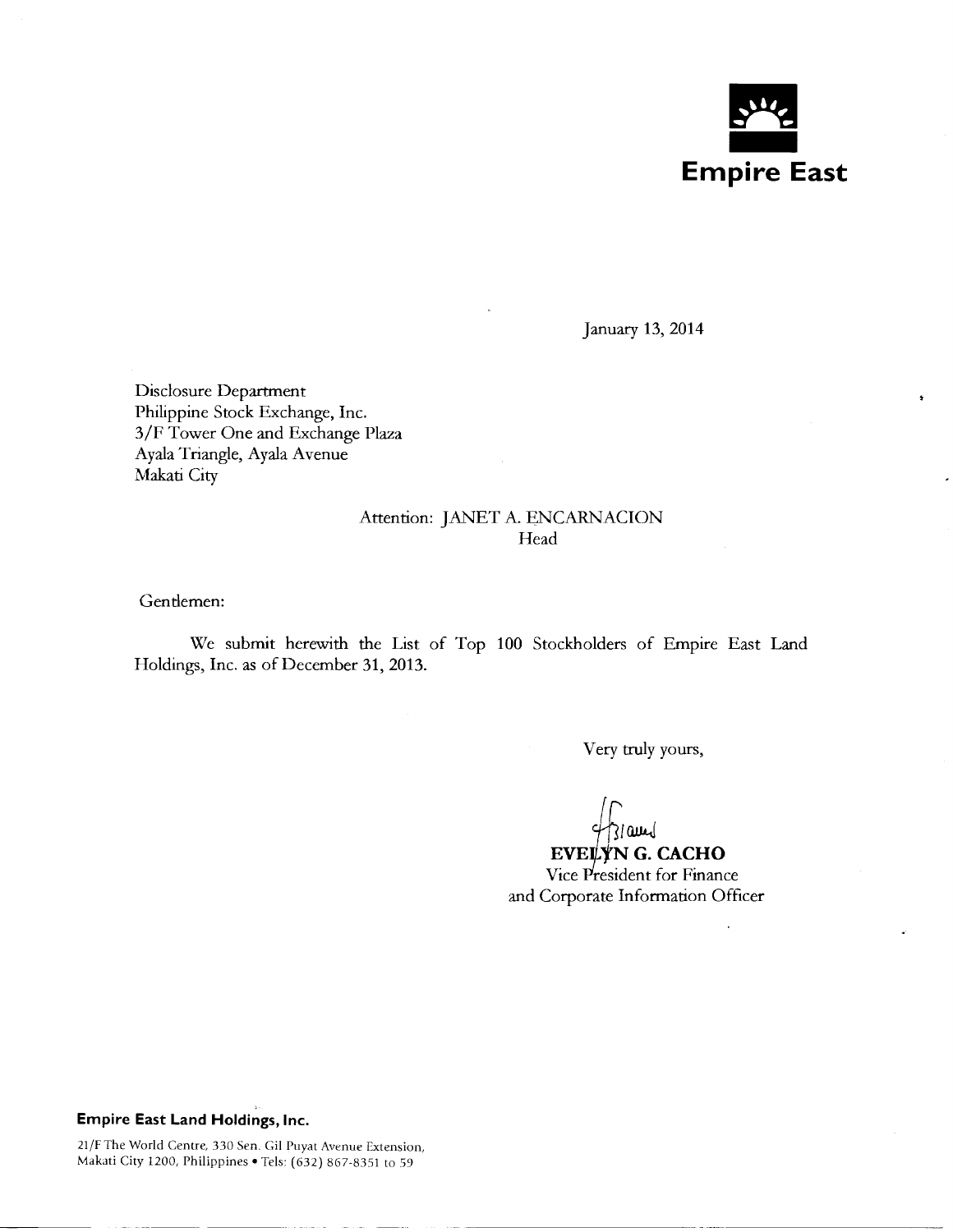**Empire East**

January 13, 2014

Disclosure Department
Philippine Stock Exchange, Inc.
3/F Tower One and Exchange Plaza
Ayala Triangle, Ayala Avenue
Makati City

Attention: JANET A. ENCARNACION
Head

Gentlemen:

We submit herewith the List of Top 100 Stockholders of Empire East Land Holdings, Inc. as of December 31, 2013.

Very truly yours,

**EVELYN G. CACHO**
Vice President for Finance
and Corporate Information Officer

**Empire East Land Holdings, Inc.**

21/F The World Centre, 330 Sen. Gil Puyat Avenue Extension,
Makati City 1200, Philippines • Tels: (632) 867-8351 to 59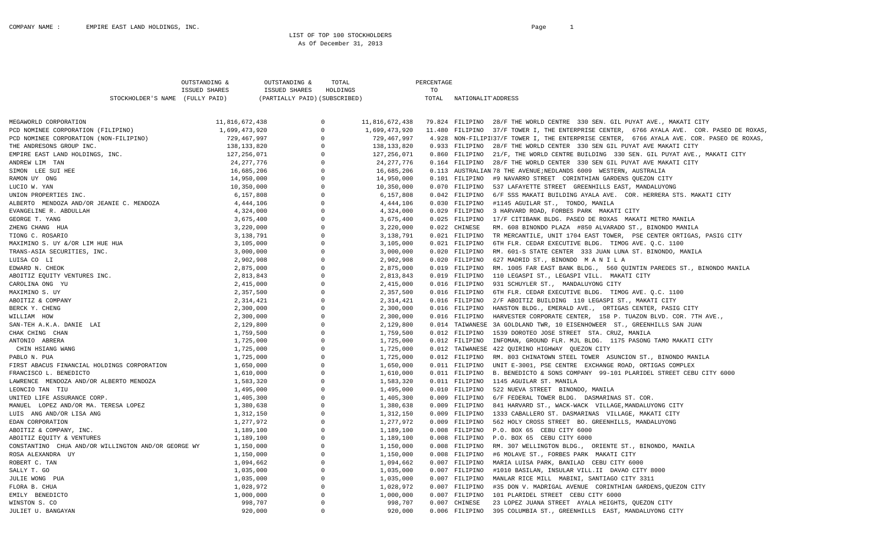COMPANY NAME : EMPIRE EAST LAND HOLDINGS, INC.

LIST OF TOP 100 STOCKHOLDERS
As Of December 31, 2013

| STOCKHOLDER'S NAME | OUTSTANDING & ISSUED SHARES (FULLY PAID) | OUTSTANDING & ISSUED SHARES (PARTIALLY PAID) | TOTAL HOLDINGS (SUBSCRIBED) | PERCENTAGE TO TOTAL | NATIONALITY | ADDRESS |
|---|---|---|---|---|---|---|
| MEGAWORLD CORPORATION | 11,816,672,438 | 0 | 11,816,672,438 | 79.824 | FILIPINO | 28/F THE WORLD CENTRE 330 SEN. GIL PUYAT AVE., MAKATI CITY |
| PCD NOMINEE CORPORATION (FILIPINO) | 1,699,473,920 | 0 | 1,699,473,920 | 11.480 | FILIPINO | 37/F TOWER I, THE ENTERPRISE CENTER, 6766 AYALA AVE. COR. PASEO DE ROXAS, |
| PCD NOMINEE CORPORATION (NON-FILIPINO) | 729,467,997 | 0 | 729,467,997 | 4.928 | NON-FILIPI | 37/F TOWER I, THE ENTERPRISE CENTER, 6766 AYALA AVE. COR. PASEO DE ROXAS, |
| THE ANDRESONS GROUP INC. | 138,133,820 | 0 | 138,133,820 | 0.933 | FILIPINO | 28/F THE WORLD CENTER 330 SEN GIL PUYAT AVE MAKATI CITY |
| EMPIRE EAST LAND HOLDINGS, INC. | 127,256,071 | 0 | 127,256,071 | 0.860 | FILIPINO | 21/F, THE WORLD CENTRE BUILDING 330 SEN. GIL PUYAT AVE., MAKATI CITY |
| ANDREW LIM TAN | 24,277,776 | 0 | 24,277,776 | 0.164 | FILIPINO | 28/F THE WORLD CENTER 330 SEN GIL PUYAT AVE MAKATI CITY |
| SIMON LEE SUI HEE | 16,685,206 | 0 | 16,685,206 | 0.113 | AUSTRALIAN | 78 THE AVENUE;NEDLANDS 6009 WESTERN, AUSTRALIA |
| RAMON UY ONG | 14,950,000 | 0 | 14,950,000 | 0.101 | FILIPINO | #9 NAVARRO STREET CORINTHIAN GARDENS QUEZON CITY |
| LUCIO W. YAN | 10,350,000 | 0 | 10,350,000 | 0.070 | FILIPINO | 537 LAFAYETTE STREET GREENHILLS EAST, MANDALUYONG |
| UNION PROPERTIES INC. | 6,157,808 | 0 | 6,157,808 | 0.042 | FILIPINO | 6/F SSS MAKATI BUILDING AYALA AVE. COR. HERRERA STS. MAKATI CITY |
| ALBERTO MENDOZA AND/OR JEANIE C. MENDOZA | 4,444,106 | 0 | 4,444,106 | 0.030 | FILIPINO | #1145 AGUILAR ST., TONDO, MANILA |
| EVANGELINE R. ABDULLAH | 4,324,000 | 0 | 4,324,000 | 0.029 | FILIPINO | 3 HARVARD ROAD, FORBES PARK MAKATI CITY |
| GEORGE T. YANG | 3,675,400 | 0 | 3,675,400 | 0.025 | FILIPINO | 17/F CITIBANK BLDG. PASEO DE ROXAS MAKATI METRO MANILA |
| ZHENG CHANG HUA | 3,220,000 | 0 | 3,220,000 | 0.022 | CHINESE | RM. 608 BINONDO PLAZA #850 ALVARADO ST., BINONDO MANILA |
| TIONG C. ROSARIO | 3,138,791 | 0 | 3,138,791 | 0.021 | FILIPINO | TR MERCANTILE, UNIT 1704 EAST TOWER, PSE CENTER ORTIGAS, PASIG CITY |
| MAXIMINO S. UY &/OR LIM HUE HUA | 3,105,000 | 0 | 3,105,000 | 0.021 | FILIPINO | 6TH FLR. CEDAR EXECUTIVE BLDG. TIMOG AVE. Q.C. 1100 |
| TRANS-ASIA SECURITIES, INC. | 3,000,000 | 0 | 3,000,000 | 0.020 | FILIPINO | RM. 601-S STATE CENTER 333 JUAN LUNA ST. BINONDO, MANILA |
| LUISA CO LI | 2,902,908 | 0 | 2,902,908 | 0.020 | FILIPINO | 627 MADRID ST., BINONDO M A N I L A |
| EDWARD N. CHEOK | 2,875,000 | 0 | 2,875,000 | 0.019 | FILIPINO | RM. 1005 FAR EAST BANK BLDG., 560 QUINTIN PAREDES ST., BINONDO MANILA |
| ABOITIZ EQUITY VENTURES INC. | 2,813,843 | 0 | 2,813,843 | 0.019 | FILIPINO | 110 LEGASPI ST., LEGASPI VILL. MAKATI CITY |
| CAROLINA ONG YU | 2,415,000 | 0 | 2,415,000 | 0.016 | FILIPINO | 931 SCHUYLER ST., MANDALUYONG CITY |
| MAXIMINO S. UY | 2,357,500 | 0 | 2,357,500 | 0.016 | FILIPINO | 6TH FLR. CEDAR EXECUTIVE BLDG. TIMOG AVE. Q.C. 1100 |
| ABOITIZ & COMPANY | 2,314,421 | 0 | 2,314,421 | 0.016 | FILIPINO | 2/F ABOITIZ BUILDING 110 LEGASPI ST., MAKATI CITY |
| BERCK Y. CHENG | 2,300,000 | 0 | 2,300,000 | 0.016 | FILIPINO | HANSTON BLDG., EMERALD AVE., ORTIGAS CENTER, PASIG CITY |
| WILLIAM HOW | 2,300,000 | 0 | 2,300,000 | 0.016 | FILIPINO | HARVESTER CORPORATE CENTER, 158 P. TUAZON BLVD. COR. 7TH AVE., |
| SAN-TEH A.K.A. DANIE LAI | 2,129,800 | 0 | 2,129,800 | 0.014 | TAIWANESE | 3A GOLDLAND TWR, 10 EISENHOWEER ST., GREENHILLS SAN JUAN |
| CHAK CHING CHAN | 1,759,500 | 0 | 1,759,500 | 0.012 | FILIPINO | 1539 DOROTEO JOSE STREET STA. CRUZ, MANILA |
| ANTONIO ABRERA | 1,725,000 | 0 | 1,725,000 | 0.012 | FILIPINO | INFOMAN, GROUND FLR. MJL BLDG. 1175 PASONG TAMO MAKATI CITY |
| CHIN HSIANG WANG | 1,725,000 | 0 | 1,725,000 | 0.012 | TAIWANESE | 422 QUIRINO HIGHWAY QUEZON CITY |
| PABLO N. PUA | 1,725,000 | 0 | 1,725,000 | 0.012 | FILIPINO | RM. 803 CHINATOWN STEEL TOWER ASUNCION ST., BINONDO MANILA |
| FIRST ABACUS FINANCIAL HOLDINGS CORPORATION | 1,650,000 | 0 | 1,650,000 | 0.011 | FILIPINO | UNIT E-3001, PSE CENTRE EXCHANGE ROAD, ORTIGAS COMPLEX |
| FRANCISCO L. BENEDICTO | 1,610,000 | 0 | 1,610,000 | 0.011 | FILIPINO | B. BENEDICTO & SONS COMPANY 99-101 PLARIDEL STREET CEBU CITY 6000 |
| LAWRENCE MENDOZA AND/OR ALBERTO MENDOZA | 1,583,320 | 0 | 1,583,320 | 0.011 | FILIPINO | 1145 AGUILAR ST. MANILA |
| LEONCIO TAN TIU | 1,495,000 | 0 | 1,495,000 | 0.010 | FILIPINO | 522 NUEVA STREET BINONDO, MANILA |
| UNITED LIFE ASSURANCE CORP. | 1,405,300 | 0 | 1,405,300 | 0.009 | FILIPINO | 6/F FEDERAL TOWER BLDG. DASMARINAS ST. COR. |
| MANUEL LOPEZ AND/OR MA. TERESA LOPEZ | 1,380,638 | 0 | 1,380,638 | 0.009 | FILIPINO | 841 HARVARD ST., WACK-WACK VILLAGE,MANDALUYONG CITY |
| LUIS ANG AND/OR LISA ANG | 1,312,150 | 0 | 1,312,150 | 0.009 | FILIPINO | 1333 CABALLERO ST. DASMARINAS VILLAGE, MAKATI CITY |
| EDAN CORPORATION | 1,277,972 | 0 | 1,277,972 | 0.009 | FILIPINO | 562 HOLY CROSS STREET BO. GREENHILLS, MANDALUYONG |
| ABOITIZ & COMPANY, INC. | 1,189,100 | 0 | 1,189,100 | 0.008 | FILIPINO | P.O. BOX 65 CEBU CITY 6000 |
| ABOITIZ EQUITY & VENTURES | 1,189,100 | 0 | 1,189,100 | 0.008 | FILIPINO | P.O. BOX 65 CEBU CITY 6000 |
| CONSTANTINO CHUA AND/OR WILLINGTON AND/OR GEORGE WY | 1,150,000 | 0 | 1,150,000 | 0.008 | FILIPINO | RM. 307 WELLINGTON BLDG., ORIENTE ST., BINONDO, MANILA |
| ROSA ALEXANDRA UY | 1,150,000 | 0 | 1,150,000 | 0.008 | FILIPINO | #6 MOLAVE ST., FORBES PARK MAKATI CITY |
| ROBERT C. TAN | 1,094,662 | 0 | 1,094,662 | 0.007 | FILIPINO | MARIA LUISA PARK, BANILAD CEBU CITY 6000 |
| SALLY T. GO | 1,035,000 | 0 | 1,035,000 | 0.007 | FILIPINO | #1010 BASILAN, INSULAR VILL.II DAVAO CITY 8000 |
| JULIE WONG PUA | 1,035,000 | 0 | 1,035,000 | 0.007 | FILIPINO | MANLAR RICE MILL MABINI, SANTIAGO CITY 3311 |
| FLORA B. CHUA | 1,028,972 | 0 | 1,028,972 | 0.007 | FILIPINO | #35 DON V. MADRIGAL AVENUE CORINTHIAN GARDENS,QUEZON CITY |
| EMILY BENEDICTO | 1,000,000 | 0 | 1,000,000 | 0.007 | FILIPINO | 101 PLARIDEL STREET CEBU CITY 6000 |
| WINSTON S. CO | 998,707 | 0 | 998,707 | 0.007 | CHINESE | 23 LOPEZ JUANA STREET AYALA HEIGHTS, QUEZON CITY |
| JULIET U. BANGAYAN | 920,000 | 0 | 920,000 | 0.006 | FILIPINO | 395 COLUMBIA ST., GREENHILLS EAST, MANDALUYONG CITY |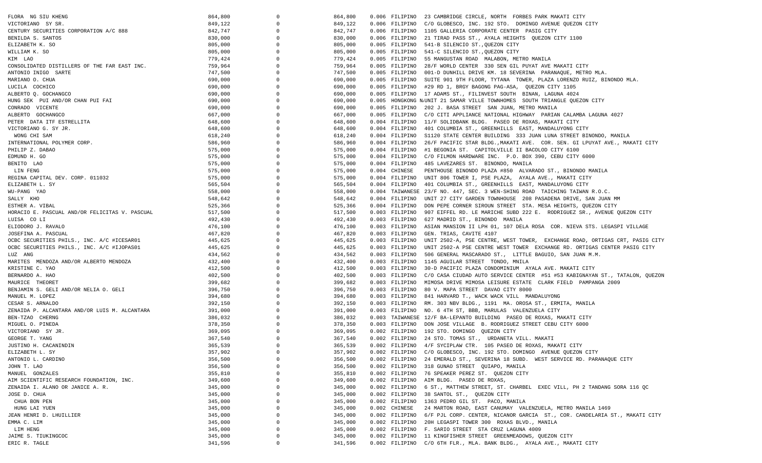| | | | | | | |
|---|---|---|---|---|---|---|
| FLORA NG SIU KHENG | 864,800 | 0 | 864,800 | 0.006 | FILIPINO | 23 CAMBRIDGE CIRCLE, NORTH FORBES PARK MAKATI CITY |
| VICTORIANO SY SR. | 849,122 | 0 | 849,122 | 0.006 | FILIPINO | C/O GLOBESCO, INC. 192 STO. DOMINGO AVENUE QUEZON CITY |
| CENTURY SECURITIES CORPORATION A/C 888 | 842,747 | 0 | 842,747 | 0.006 | FILIPINO | 1105 GALLERIA CORPORATE CENTER PASIG CITY |
| BENILDA S. SANTOS | 830,000 | 0 | 830,000 | 0.006 | FILIPINO | 21 TIRAD PASS ST., AYALA HEIGHTS QUEZON CITY 1100 |
| ELIZABETH K. SO | 805,000 | 0 | 805,000 | 0.005 | FILIPINO | 541-B SILENCIO ST.,QUEZON CITY |
| WILLIAM K. SO | 805,000 | 0 | 805,000 | 0.005 | FILIPINO | 541-C SILENCIO ST.,QUEZON CITY |
| KIM LAO | 779,424 | 0 | 779,424 | 0.005 | FILIPINO | 55 MANGUSTAN ROAD MALABON, METRO MANILA |
| CONSOLIDATED DISTILLERS OF THE FAR EAST INC. | 759,964 | 0 | 759,964 | 0.005 | FILIPINO | 28/F WORLD CENTER 330 SEN GIL PUYAT AVE MAKATI CITY |
| ANTONIO INIGO SARTE | 747,500 | 0 | 747,500 | 0.005 | FILIPINO | 001-D DUNHILL DRIVE KM. 18 SEVERINA PARANAQUE, METRO MLA. |
| MARIANO O. CHUA | 690,000 | 0 | 690,000 | 0.005 | FILIPINO | SUITE 901 9TH FLOOR, TYTANA TOWER, PLAZA LORENZO RUIZ, BINONDO MLA. |
| LUCILA COCHICO | 690,000 | 0 | 690,000 | 0.005 | FILIPINO | #29 RD 1, BRGY BAGONG PAG-ASA, QUEZON CITY 1105 |
| ALBERTO Q. GOCHANGCO | 690,000 | 0 | 690,000 | 0.005 | FILIPINO | 17 ADAMS ST., FILINVEST SOUTH BINAN, LAGUNA 4024 |
| HUNG SEK PUI AND/OR CHAN PUI FAI | 690,000 | 0 | 690,000 | 0.005 | HONGKONG N. | UNIT 21 SAMAR VILLE TOWNHOMES SOUTH TRIANGLE QUEZON CITY |
| CONRADO VICENTE | 690,000 | 0 | 690,000 | 0.005 | FILIPINO | 202 J. BASA STREET SAN JUAN, METRO MANILA |
| ALBERTO GOCHANGCO | 667,000 | 0 | 667,000 | 0.005 | FILIPINO | C/O CITI APPLIANCE NATIONAL HIGHWAY PARIAN CALAMBA LAGUNA 4027 |
| PETER DATA ITF ESTRELLITA | 648,600 | 0 | 648,600 | 0.004 | FILIPINO | 11/F SOLIDBANK BLDG. PASEO DE ROXAS, MAKATI CITY |
| VICTORIANO G. SY JR. | 648,600 | 0 | 648,600 | 0.004 | FILIPINO | 401 COLUMBIA ST., GREENHILLS EAST, MANDALUYONG CITY |
| WONG CHI SAM | 618,240 | 0 | 618,240 | 0.004 | FILIPINO | S1120 STATE CENTER BUILDING 333 JUAN LUNA STREET BINONDO, MANILA |
| INTERNATIONAL POLYMER CORP. | 586,960 | 0 | 586,960 | 0.004 | FILIPINO | 26/F PACIFIC STAR BLDG.,MAKATI AVE. COR. SEN. GI LPUYAT AVE., MAKATI CITY |
| PHILIP Z. DABAO | 575,000 | 0 | 575,000 | 0.004 | FILIPINO | #1 BEGONIA ST. CAPITOLVILLE II BACOLOD CITY 6100 |
| EDMUND H. GO | 575,000 | 0 | 575,000 | 0.004 | FILIPINO | C/O FILMON HARDWARE INC. P.O. BOX 390, CEBU CITY 6000 |
| BENITO LAO | 575,000 | 0 | 575,000 | 0.004 | FILIPINO | 485 LAVEZARES ST. BINONDO, MANILA |
| LIN FENG | 575,000 | 0 | 575,000 | 0.004 | CHINESE | PENTHOUSE BINONDO PLAZA #850 ALVARADO ST., BINONDO MANILA |
| REGINA CAPITAL DEV. CORP. 011032 | 575,000 | 0 | 575,000 | 0.004 | FILIPINO | UNIT 806 TOWER I, PSE PLAZA, AYALA AVE., MAKATI CITY |
| ELIZABETH L. SY | 565,504 | 0 | 565,504 | 0.004 | FILIPINO | 401 COLUMBIA ST., GREENHILLS EAST, MANDALUYONG CITY |
| WU-PANG YAO | 558,000 | 0 | 558,000 | 0.004 | TAIWANESE | 23/F NO. 447, SEC. 3 WEN-SHING ROAD TAICHING TAIWAN R.O.C. |
| SALLY KHO | 548,642 | 0 | 548,642 | 0.004 | FILIPINO | UNIT 27 CITY GARDEN TOWNHOUSE 208 PASADENA DRIVE, SAN JUAN MM |
| ESTHER A. VIBAL | 525,366 | 0 | 525,366 | 0.004 | FILIPINO | DON PEPE CORNER SIROUN STREET STA. MESA HEIGHTS, QUEZON CITY |
| HORACIO E. PASCUAL AND/OR FELICITAS V. PASCUAL | 517,500 | 0 | 517,500 | 0.003 | FILIPINO | 907 EIFFEL RD. LE MARICHE SUBD 222 E. RODRIGUEZ SR., AVENUE QUEZON CITY |
| LUISA CO LI | 492,430 | 0 | 492,430 | 0.003 | FILIPINO | 627 MADRID ST., BINONDO MANILA |
| ELIODORO J. RAVALO | 476,100 | 0 | 476,100 | 0.003 | FILIPINO | ASIAN MANSION II LPH 01, 107 DELA ROSA COR. NIEVA STS. LEGASPI VILLAGE |
| JOSEFINA A. PASCUAL | 467,820 | 0 | 467,820 | 0.003 | FILIPINO | GEN. TRIAS, CAVITE 4107 |
| OCBC SECURITIES PHILS., INC. A/C #ICESAR01 | 445,625 | 0 | 445,625 | 0.003 | FILIPINO | UNIT 2502-A, PSE CENTRE, WEST TOWER, EXCHANGE ROAD, ORTIGAS CRT, PASIG CITY |
| OCBC SECURITIES PHILS., INC. A/C #IJOPAS01 | 445,625 | 0 | 445,625 | 0.003 | FILIPINO | UNIT 2502-A PSE CENTRE WEST TOWER EXCHANGE RD. ORTIGAS CENTER PASIG CITY |
| LUZ ANG | 434,562 | 0 | 434,562 | 0.003 | FILIPINO | 506 GENERAL MASCARADO ST., LITTLE BAGUIO, SAN JUAN M.M. |
| MARITES MENDOZA AND/OR ALBERTO MENDOZA | 432,400 | 0 | 432,400 | 0.003 | FILIPINO | 1145 AGUILAR STREET TONDO, MNILA |
| KRISTINE C. YAO | 412,500 | 0 | 412,500 | 0.003 | FILIPINO | 30-D PACIFIC PLAZA CONDOMINIUM AYALA AVE. MAKATI CITY |
| BERNARDO A. HAO | 402,500 | 0 | 402,500 | 0.003 | FILIPINO | C/O CASA CIUDAD AUTO SERVICE CENTER #51 #53 KABIGNAYAN ST., TATALON, QUEZON |
| MAURICE THEORET | 399,682 | 0 | 399,682 | 0.003 | FILIPINO | MIMOSA DRIVE MIMOSA LEISURE ESTATE CLARK FIELD PAMPANGA 2009 |
| BENJAMIN S. GELI AND/OR NELIA O. GELI | 396,750 | 0 | 396,750 | 0.003 | FILIPINO | 80 V. MAPA STREET DAVAO CITY 8000 |
| MANUEL M. LOPEZ | 394,680 | 0 | 394,680 | 0.003 | FILIPINO | 841 HARVARD T., WACK WACK VILL MANDALUYONG |
| CESAR S. ARNALDO | 392,150 | 0 | 392,150 | 0.003 | FILIPINO | RM. 303 NBV BLDG., 1191 MA. OROSA ST., ERMITA, MANILA |
| ZENAIDA P. ALCANTARA AND/OR LUIS M. ALCANTARA | 391,000 | 0 | 391,000 | 0.003 | FILIPINO | NO. 6 4TH ST, BBB, MARULAS VALENZUELA CITY |
| BEN-TZAO CHERNG | 386,032 | 0 | 386,032 | 0.003 | TAIWANESE | 12/F BA-LEPANTO BUILDING PASEO DE ROXAS, MAKATI CITY |
| MIGUEL O. PINEDA | 378,350 | 0 | 378,350 | 0.003 | FILIPINO | DON JOSE VILLAGE B. RODRIGUEZ STREET CEBU CITY 6000 |
| VICTORIANO SY JR. | 369,095 | 0 | 369,095 | 0.002 | FILIPINO | 192 STO. DOMINGO QUEZON CITY |
| GEORGE T. YANG | 367,540 | 0 | 367,540 | 0.002 | FILIPINO | 24 STO. TOMAS ST., URDANETA VILL. MAKATI |
| JUSTINO H. CACANINDIN | 365,539 | 0 | 365,539 | 0.002 | FILIPINO | 4/F SYCIPLAW CTR. 105 PASEO DE ROXAS, MAKATI CITY |
| ELIZABETH L. SY | 357,902 | 0 | 357,902 | 0.002 | FILIPINO | C/O GLOBESCO, INC. 192 STO. DOMINGO AVENUE QUEZON CITY |
| ANTONIO L. CARDINO | 356,500 | 0 | 356,500 | 0.002 | FILIPINO | 24 EMERALD ST., SEVERINA 18 SUBD. WEST SERVICE RD. PARANAQUE CITY |
| JOHN T. LAO | 356,500 | 0 | 356,500 | 0.002 | FILIPINO | 318 GUNAO STREET QUIAPO, MANILA |
| MANUEL GONZALES | 355,810 | 0 | 355,810 | 0.002 | FILIPINO | 76 SPEAKER PEREZ ST. QUEZON CITY |
| AIM SCIENTIFIC RESEARCH FOUNDATION, INC. | 349,600 | 0 | 349,600 | 0.002 | FILIPINO | AIM BLDG. PASEO DE ROXAS, |
| ZENAIDA I. ALANO OR JANICE A. R. | 345,000 | 0 | 345,000 | 0.002 | FILIPINO | 6 ST., MATTHEW STREET, ST. CHARBEL EXEC VILL, PH 2 TANDANG SORA 116 QC |
| JOSE D. CHUA | 345,000 | 0 | 345,000 | 0.002 | FILIPINO | 38 SANTOL ST., QUEZON CITY |
| CHUA BON PEN | 345,000 | 0 | 345,000 | 0.002 | FILIPINO | 1363 PEDRO GIL ST. PACO, MANILA |
| HUNG LAI YUEN | 345,000 | 0 | 345,000 | 0.002 | CHINESE | 24 MARTON ROAD, EAST CANUMAY VALENZUELA, METRO MANILA 1469 |
| JEAN HENRI D. LHUILLIER | 345,000 | 0 | 345,000 | 0.002 | FILIPINO | 6/F PJL CORP. CENTER, NICANOR GARCIA ST., COR. CANDELARIA ST., MAKATI CITY |
| EMMA C. LIM | 345,000 | 0 | 345,000 | 0.002 | FILIPINO | 20H LEGASPI TOWER 300 ROXAS BLVD., MANILA |
| LIM HENG | 345,000 | 0 | 345,000 | 0.002 | FILIPINO | F. SARIO STREET STA CRUZ LAGUNA 4009 |
| JAIME S. TIUKINGCOC | 345,000 | 0 | 345,000 | 0.002 | FILIPINO | 11 KINGFISHER STREET GREENMEADOWS, QUEZON CITY |
| ERIC R. TAGLE | 341,596 | 0 | 341,596 | 0.002 | FILIPINO | C/O 6TH FLR., MLA. BANK BLDG., AYALA AVE., MAKATI CITY |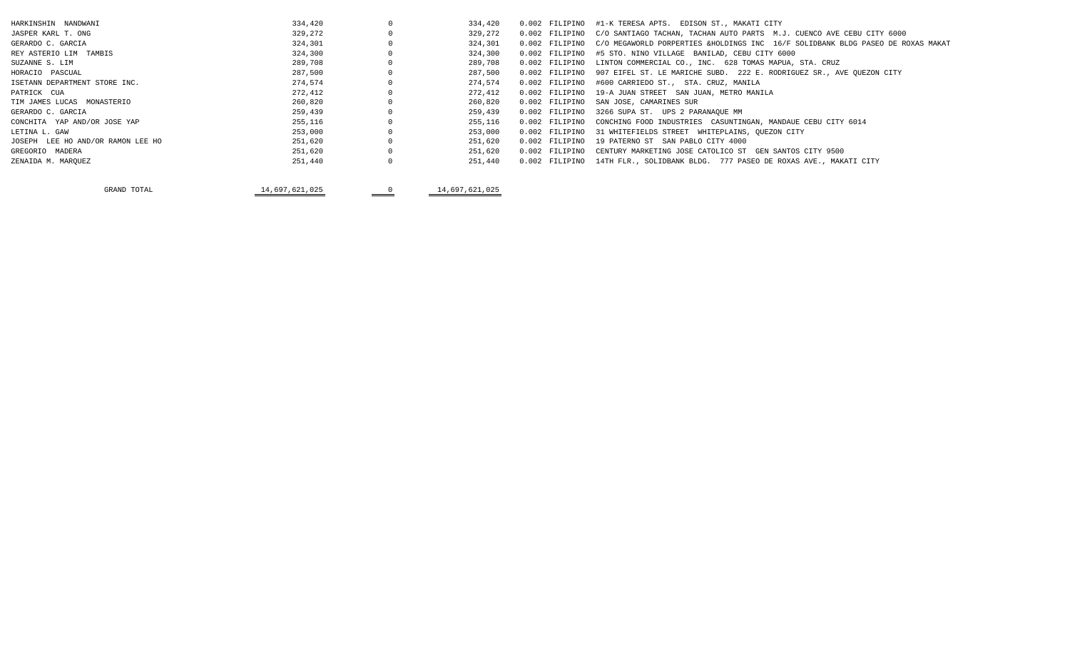| | | | | | | |
|---|---|---|---|---|---|---|
| HARKINSHIN NANDWANI | 334,420 | 0 | 334,420 | 0.002 | FILIPINO | #1-K TERESA APTS. EDISON ST., MAKATI CITY |
| JASPER KARL T. ONG | 329,272 | 0 | 329,272 | 0.002 | FILIPINO | C/O SANTIAGO TACHAN, TACHAN AUTO PARTS M.J. CUENCO AVE CEBU CITY 6000 |
| GERARDO C. GARCIA | 324,301 | 0 | 324,301 | 0.002 | FILIPINO | C/O MEGAWORLD PORPERTIES &HOLDINGS INC 16/F SOLIDBANK BLDG PASEO DE ROXAS MAKAT |
| REY ASTERIO LIM TAMBIS | 324,300 | 0 | 324,300 | 0.002 | FILIPINO | #5 STO. NINO VILLAGE BANILAD, CEBU CITY 6000 |
| SUZANNE S. LIM | 289,708 | 0 | 289,708 | 0.002 | FILIPINO | LINTON COMMERCIAL CO., INC. 628 TOMAS MAPUA, STA. CRUZ |
| HORACIO PASCUAL | 287,500 | 0 | 287,500 | 0.002 | FILIPINO | 907 EIFEL ST. LE MARICHE SUBD. 222 E. RODRIGUEZ SR., AVE QUEZON CITY |
| ISETANN DEPARTMENT STORE INC. | 274,574 | 0 | 274,574 | 0.002 | FILIPINO | #600 CARRIEDO ST., STA. CRUZ, MANILA |
| PATRICK CUA | 272,412 | 0 | 272,412 | 0.002 | FILIPINO | 19-A JUAN STREET SAN JUAN, METRO MANILA |
| TIM JAMES LUCAS MONASTERIO | 260,820 | 0 | 260,820 | 0.002 | FILIPINO | SAN JOSE, CAMARINES SUR |
| GERARDO C. GARCIA | 259,439 | 0 | 259,439 | 0.002 | FILIPINO | 3266 SUPA ST. UPS 2 PARANAQUE MM |
| CONCHITA YAP AND/OR JOSE YAP | 255,116 | 0 | 255,116 | 0.002 | FILIPINO | CONCHING FOOD INDUSTRIES CASUNTINGAN, MANDAUE CEBU CITY 6014 |
| LETINA L. GAW | 253,000 | 0 | 253,000 | 0.002 | FILIPINO | 31 WHITEFIELDS STREET WHITEPLAINS, QUEZON CITY |
| JOSEPH LEE HO AND/OR RAMON LEE HO | 251,620 | 0 | 251,620 | 0.002 | FILIPINO | 19 PATERNO ST SAN PABLO CITY 4000 |
| GREGORIO MADERA | 251,620 | 0 | 251,620 | 0.002 | FILIPINO | CENTURY MARKETING JOSE CATOLICO ST GEN SANTOS CITY 9500 |
| ZENAIDA M. MARQUEZ | 251,440 | 0 | 251,440 | 0.002 | FILIPINO | 14TH FLR., SOLIDBANK BLDG. 777 PASEO DE ROXAS AVE., MAKATI CITY |
| GRAND TOTAL | 14,697,621,025 | 0 | 14,697,621,025 | | | |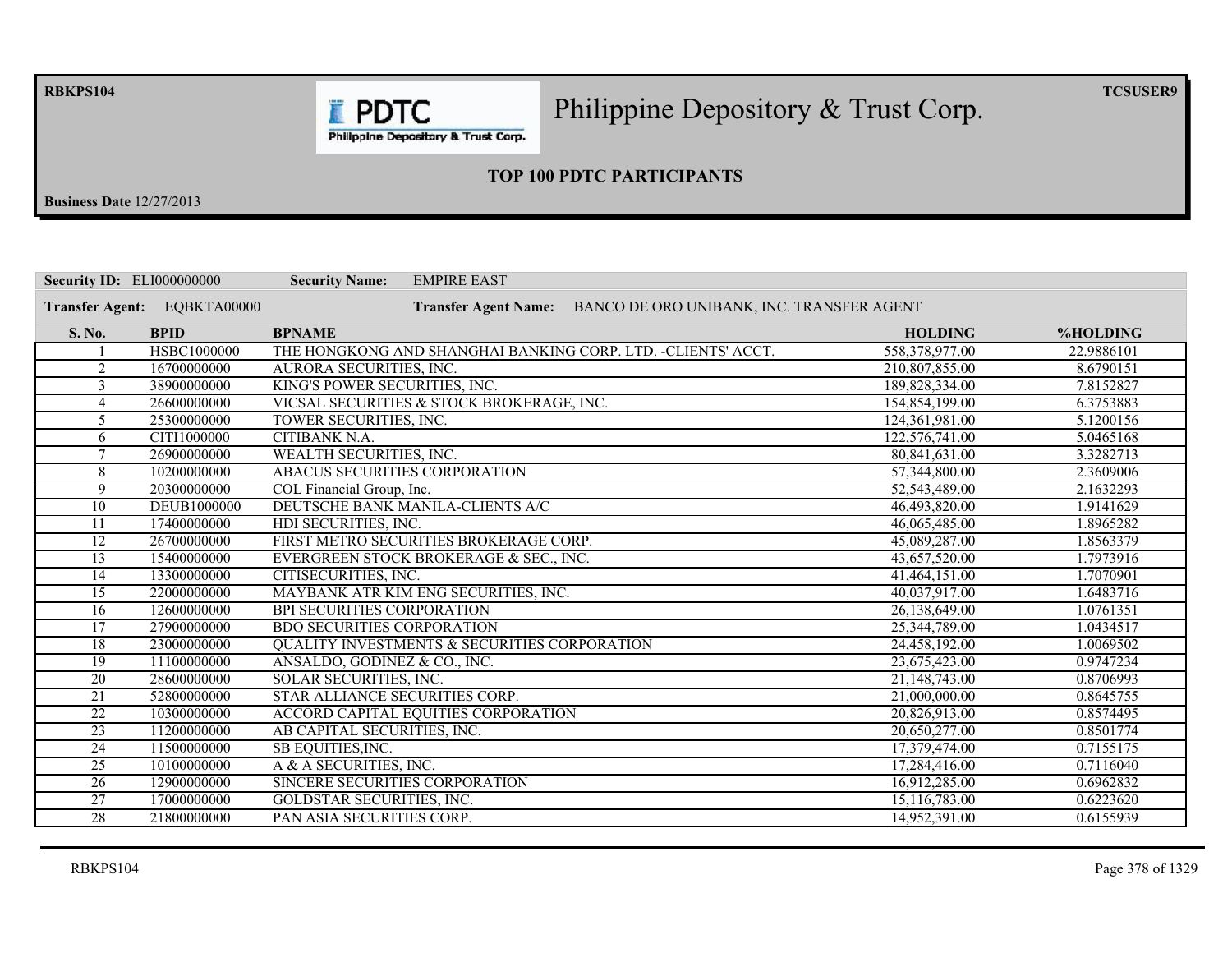# Philippine Depository & Trust Corp.

## TOP 100 PDTC PARTICIPANTS

**Business Date** 12/27/2013

**Security ID:** ELI000000000 **Security Name:** EMPIRE EAST

**Transfer Agent:** EQBKTA00000 **Transfer Agent Name:** BANCO DE ORO UNIBANK, INC. TRANSFER AGENT

| S. No. | BPID | BPNAME | HOLDING | %HOLDING |
|---|---|---|---|---|
| 1 | HSBC1000000 | THE HONGKONG AND SHANGHAI BANKING CORP. LTD. -CLIENTS' ACCT. | 558,378,977.00 | 22.9886101 |
| 2 | 16700000000 | AURORA SECURITIES, INC. | 210,807,855.00 | 8.6790151 |
| 3 | 38900000000 | KING'S POWER SECURITIES, INC. | 189,828,334.00 | 7.8152827 |
| 4 | 26600000000 | VICSAL SECURITIES & STOCK BROKERAGE, INC. | 154,854,199.00 | 6.3753883 |
| 5 | 25300000000 | TOWER SECURITIES, INC. | 124,361,981.00 | 5.1200156 |
| 6 | CITI1000000 | CITIBANK N.A. | 122,576,741.00 | 5.0465168 |
| 7 | 26900000000 | WEALTH SECURITIES, INC. | 80,841,631.00 | 3.3282713 |
| 8 | 10200000000 | ABACUS SECURITIES CORPORATION | 57,344,800.00 | 2.3609006 |
| 9 | 20300000000 | COL Financial Group, Inc. | 52,543,489.00 | 2.1632293 |
| 10 | DEUB1000000 | DEUTSCHE BANK MANILA-CLIENTS A/C | 46,493,820.00 | 1.9141629 |
| 11 | 17400000000 | HDI SECURITIES, INC. | 46,065,485.00 | 1.8965282 |
| 12 | 26700000000 | FIRST METRO SECURITIES BROKERAGE CORP. | 45,089,287.00 | 1.8563379 |
| 13 | 15400000000 | EVERGREEN STOCK BROKERAGE & SEC., INC. | 43,657,520.00 | 1.7973916 |
| 14 | 13300000000 | CITISECURITIES, INC. | 41,464,151.00 | 1.7070901 |
| 15 | 22000000000 | MAYBANK ATR KIM ENG SECURITIES, INC. | 40,037,917.00 | 1.6483716 |
| 16 | 12600000000 | BPI SECURITIES CORPORATION | 26,138,649.00 | 1.0761351 |
| 17 | 27900000000 | BDO SECURITIES CORPORATION | 25,344,789.00 | 1.0434517 |
| 18 | 23000000000 | QUALITY INVESTMENTS & SECURITIES CORPORATION | 24,458,192.00 | 1.0069502 |
| 19 | 11100000000 | ANSALDO, GODINEZ & CO., INC. | 23,675,423.00 | 0.9747234 |
| 20 | 28600000000 | SOLAR SECURITIES, INC. | 21,148,743.00 | 0.8706993 |
| 21 | 52800000000 | STAR ALLIANCE SECURITIES CORP. | 21,000,000.00 | 0.8645755 |
| 22 | 10300000000 | ACCORD CAPITAL EQUITIES CORPORATION | 20,826,913.00 | 0.8574495 |
| 23 | 11200000000 | AB CAPITAL SECURITIES, INC. | 20,650,277.00 | 0.8501774 |
| 24 | 11500000000 | SB EQUITIES,INC. | 17,379,474.00 | 0.7155175 |
| 25 | 10100000000 | A & A SECURITIES, INC. | 17,284,416.00 | 0.7116040 |
| 26 | 12900000000 | SINCERE SECURITIES CORPORATION | 16,912,285.00 | 0.6962832 |
| 27 | 17000000000 | GOLDSTAR SECURITIES, INC. | 15,116,783.00 | 0.6223620 |
| 28 | 21800000000 | PAN ASIA SECURITIES CORP. | 14,952,391.00 | 0.6155939 |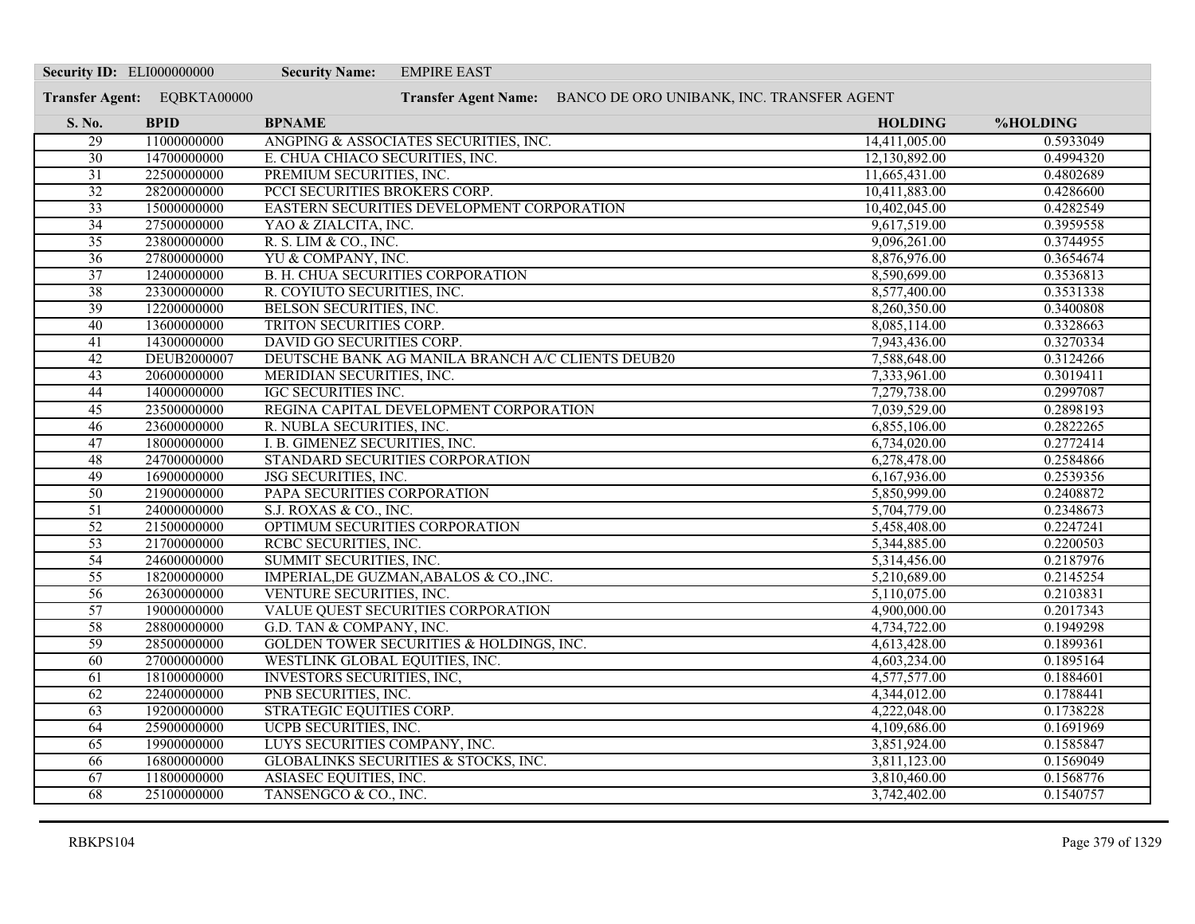**Security ID:** ELI000000000 **Security Name:** EMPIRE EAST

**Transfer Agent:** EQBKTA00000 **Transfer Agent Name:** BANCO DE ORO UNIBANK, INC. TRANSFER AGENT

| S. No. | BPID | BPNAME | HOLDING | %HOLDING |
|---|---|---|---|---|
| 29 | 11000000000 | ANGPING & ASSOCIATES SECURITIES, INC. | 14,411,005.00 | 0.5933049 |
| 30 | 14700000000 | E. CHUA CHIACO SECURITIES, INC. | 12,130,892.00 | 0.4994320 |
| 31 | 22500000000 | PREMIUM SECURITIES, INC. | 11,665,431.00 | 0.4802689 |
| 32 | 28200000000 | PCCI SECURITIES BROKERS CORP. | 10,411,883.00 | 0.4286600 |
| 33 | 15000000000 | EASTERN SECURITIES DEVELOPMENT CORPORATION | 10,402,045.00 | 0.4282549 |
| 34 | 27500000000 | YAO & ZIALCITA, INC. | 9,617,519.00 | 0.3959558 |
| 35 | 23800000000 | R. S. LIM & CO., INC. | 9,096,261.00 | 0.3744955 |
| 36 | 27800000000 | YU & COMPANY, INC. | 8,876,976.00 | 0.3654674 |
| 37 | 12400000000 | B. H. CHUA SECURITIES CORPORATION | 8,590,699.00 | 0.3536813 |
| 38 | 23300000000 | R. COYIUTO SECURITIES, INC. | 8,577,400.00 | 0.3531338 |
| 39 | 12200000000 | BELSON SECURITIES, INC. | 8,260,350.00 | 0.3400808 |
| 40 | 13600000000 | TRITON SECURITIES CORP. | 8,085,114.00 | 0.3328663 |
| 41 | 14300000000 | DAVID GO SECURITIES CORP. | 7,943,436.00 | 0.3270334 |
| 42 | DEUB2000007 | DEUTSCHE BANK AG MANILA BRANCH A/C CLIENTS DEUB20 | 7,588,648.00 | 0.3124266 |
| 43 | 20600000000 | MERIDIAN SECURITIES, INC. | 7,333,961.00 | 0.3019411 |
| 44 | 14000000000 | IGC SECURITIES INC. | 7,279,738.00 | 0.2997087 |
| 45 | 23500000000 | REGINA CAPITAL DEVELOPMENT CORPORATION | 7,039,529.00 | 0.2898193 |
| 46 | 23600000000 | R. NUBLA SECURITIES, INC. | 6,855,106.00 | 0.2822265 |
| 47 | 18000000000 | I. B. GIMENEZ SECURITIES, INC. | 6,734,020.00 | 0.2772414 |
| 48 | 24700000000 | STANDARD SECURITIES CORPORATION | 6,278,478.00 | 0.2584866 |
| 49 | 16900000000 | JSG SECURITIES, INC. | 6,167,936.00 | 0.2539356 |
| 50 | 21900000000 | PAPA SECURITIES CORPORATION | 5,850,999.00 | 0.2408872 |
| 51 | 24000000000 | S.J. ROXAS & CO., INC. | 5,704,779.00 | 0.2348673 |
| 52 | 21500000000 | OPTIMUM SECURITIES CORPORATION | 5,458,408.00 | 0.2247241 |
| 53 | 21700000000 | RCBC SECURITIES, INC. | 5,344,885.00 | 0.2200503 |
| 54 | 24600000000 | SUMMIT SECURITIES, INC. | 5,314,456.00 | 0.2187976 |
| 55 | 18200000000 | IMPERIAL,DE GUZMAN,ABALOS & CO.,INC. | 5,210,689.00 | 0.2145254 |
| 56 | 26300000000 | VENTURE SECURITIES, INC. | 5,110,075.00 | 0.2103831 |
| 57 | 19000000000 | VALUE QUEST SECURITIES CORPORATION | 4,900,000.00 | 0.2017343 |
| 58 | 28800000000 | G.D. TAN & COMPANY, INC. | 4,734,722.00 | 0.1949298 |
| 59 | 28500000000 | GOLDEN TOWER SECURITIES & HOLDINGS, INC. | 4,613,428.00 | 0.1899361 |
| 60 | 27000000000 | WESTLINK GLOBAL EQUITIES, INC. | 4,603,234.00 | 0.1895164 |
| 61 | 18100000000 | INVESTORS SECURITIES, INC, | 4,577,577.00 | 0.1884601 |
| 62 | 22400000000 | PNB SECURITIES, INC. | 4,344,012.00 | 0.1788441 |
| 63 | 19200000000 | STRATEGIC EQUITIES CORP. | 4,222,048.00 | 0.1738228 |
| 64 | 25900000000 | UCPB SECURITIES, INC. | 4,109,686.00 | 0.1691969 |
| 65 | 19900000000 | LUYS SECURITIES COMPANY, INC. | 3,851,924.00 | 0.1585847 |
| 66 | 16800000000 | GLOBALINKS SECURITIES & STOCKS, INC. | 3,811,123.00 | 0.1569049 |
| 67 | 11800000000 | ASIASEC EQUITIES, INC. | 3,810,460.00 | 0.1568776 |
| 68 | 25100000000 | TANSENGCO & CO., INC. | 3,742,402.00 | 0.1540757 |

RBKPS104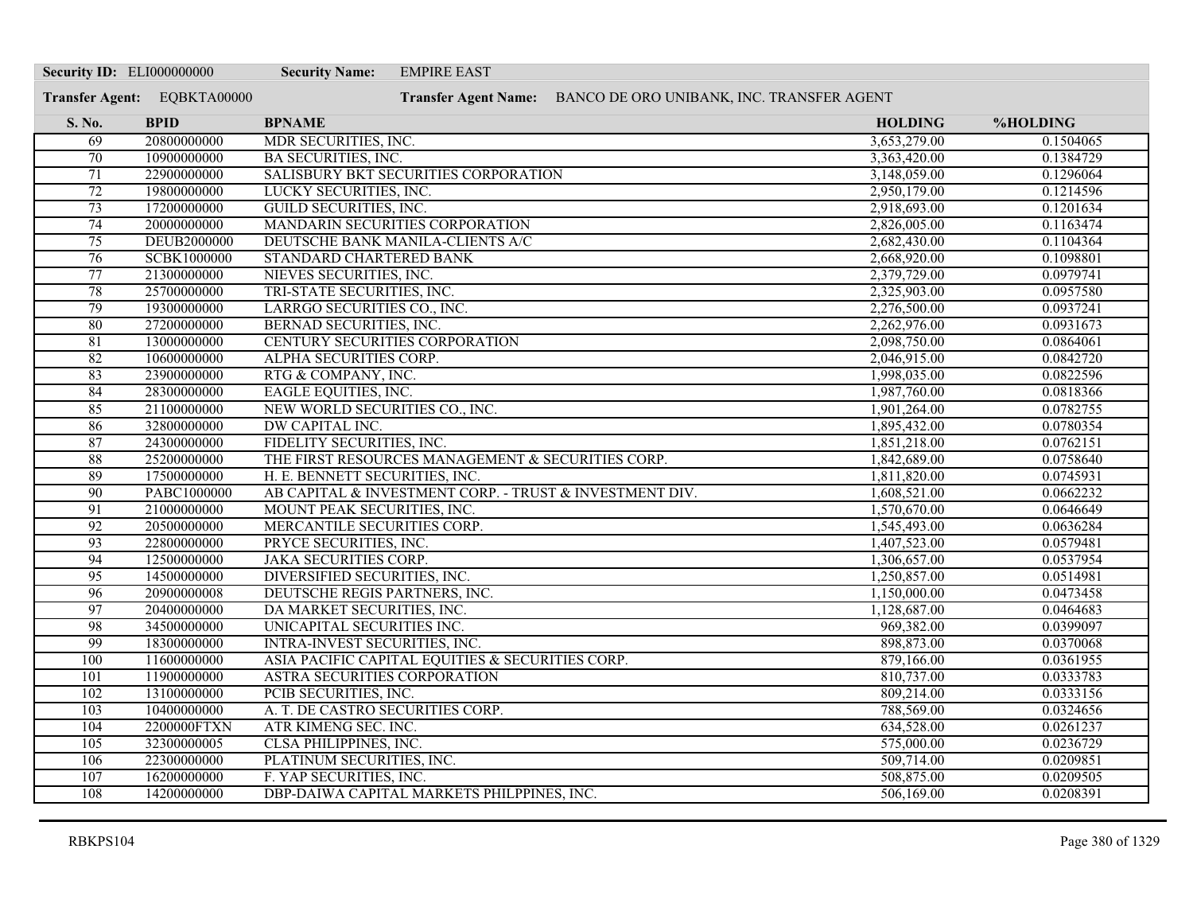**Security ID:** ELI000000000 **Security Name:** EMPIRE EAST

**Transfer Agent:** EQBKTA00000 **Transfer Agent Name:** BANCO DE ORO UNIBANK, INC. TRANSFER AGENT

| S. No. | BPID | BPNAME | HOLDING | %HOLDING |
|---|---|---|---|---|
| 69 | 20800000000 | MDR SECURITIES, INC. | 3,653,279.00 | 0.1504065 |
| 70 | 10900000000 | BA SECURITIES, INC. | 3,363,420.00 | 0.1384729 |
| 71 | 22900000000 | SALISBURY BKT SECURITIES CORPORATION | 3,148,059.00 | 0.1296064 |
| 72 | 19800000000 | LUCKY SECURITIES, INC. | 2,950,179.00 | 0.1214596 |
| 73 | 17200000000 | GUILD SECURITIES, INC. | 2,918,693.00 | 0.1201634 |
| 74 | 20000000000 | MANDARIN SECURITIES CORPORATION | 2,826,005.00 | 0.1163474 |
| 75 | DEUB2000000 | DEUTSCHE BANK MANILA-CLIENTS A/C | 2,682,430.00 | 0.1104364 |
| 76 | SCBK1000000 | STANDARD CHARTERED BANK | 2,668,920.00 | 0.1098801 |
| 77 | 21300000000 | NIEVES SECURITIES, INC. | 2,379,729.00 | 0.0979741 |
| 78 | 25700000000 | TRI-STATE SECURITIES, INC. | 2,325,903.00 | 0.0957580 |
| 79 | 19300000000 | LARRGO SECURITIES CO., INC. | 2,276,500.00 | 0.0937241 |
| 80 | 27200000000 | BERNAD SECURITIES, INC. | 2,262,976.00 | 0.0931673 |
| 81 | 13000000000 | CENTURY SECURITIES CORPORATION | 2,098,750.00 | 0.0864061 |
| 82 | 10600000000 | ALPHA SECURITIES CORP. | 2,046,915.00 | 0.0842720 |
| 83 | 23900000000 | RTG & COMPANY, INC. | 1,998,035.00 | 0.0822596 |
| 84 | 28300000000 | EAGLE EQUITIES, INC. | 1,987,760.00 | 0.0818366 |
| 85 | 21100000000 | NEW WORLD SECURITIES CO., INC. | 1,901,264.00 | 0.0782755 |
| 86 | 32800000000 | DW CAPITAL INC. | 1,895,432.00 | 0.0780354 |
| 87 | 24300000000 | FIDELITY SECURITIES, INC. | 1,851,218.00 | 0.0762151 |
| 88 | 25200000000 | THE FIRST RESOURCES MANAGEMENT & SECURITIES CORP. | 1,842,689.00 | 0.0758640 |
| 89 | 17500000000 | H. E. BENNETT SECURITIES, INC. | 1,811,820.00 | 0.0745931 |
| 90 | PABC1000000 | AB CAPITAL & INVESTMENT CORP. - TRUST & INVESTMENT DIV. | 1,608,521.00 | 0.0662232 |
| 91 | 21000000000 | MOUNT PEAK SECURITIES, INC. | 1,570,670.00 | 0.0646649 |
| 92 | 20500000000 | MERCANTILE SECURITIES CORP. | 1,545,493.00 | 0.0636284 |
| 93 | 22800000000 | PRYCE SECURITIES, INC. | 1,407,523.00 | 0.0579481 |
| 94 | 12500000000 | JAKA SECURITIES CORP. | 1,306,657.00 | 0.0537954 |
| 95 | 14500000000 | DIVERSIFIED SECURITIES, INC. | 1,250,857.00 | 0.0514981 |
| 96 | 20900000008 | DEUTSCHE REGIS PARTNERS, INC. | 1,150,000.00 | 0.0473458 |
| 97 | 20400000000 | DA MARKET SECURITIES, INC. | 1,128,687.00 | 0.0464683 |
| 98 | 34500000000 | UNICAPITAL SECURITIES INC. | 969,382.00 | 0.0399097 |
| 99 | 18300000000 | INTRA-INVEST SECURITIES, INC. | 898,873.00 | 0.0370068 |
| 100 | 11600000000 | ASIA PACIFIC CAPITAL EQUITIES & SECURITIES CORP. | 879,166.00 | 0.0361955 |
| 101 | 11900000000 | ASTRA SECURITIES CORPORATION | 810,737.00 | 0.0333783 |
| 102 | 13100000000 | PCIB SECURITIES, INC. | 809,214.00 | 0.0333156 |
| 103 | 10400000000 | A. T. DE CASTRO SECURITIES CORP. | 788,569.00 | 0.0324656 |
| 104 | 2200000FTXN | ATR KIMENG SEC. INC. | 634,528.00 | 0.0261237 |
| 105 | 32300000005 | CLSA PHILIPPINES, INC. | 575,000.00 | 0.0236729 |
| 106 | 22300000000 | PLATINUM SECURITIES, INC. | 509,714.00 | 0.0209851 |
| 107 | 16200000000 | F. YAP SECURITIES, INC. | 508,875.00 | 0.0209505 |
| 108 | 14200000000 | DBP-DAIWA CAPITAL MARKETS PHILPPINES, INC. | 506,169.00 | 0.0208391 |

RBKPS104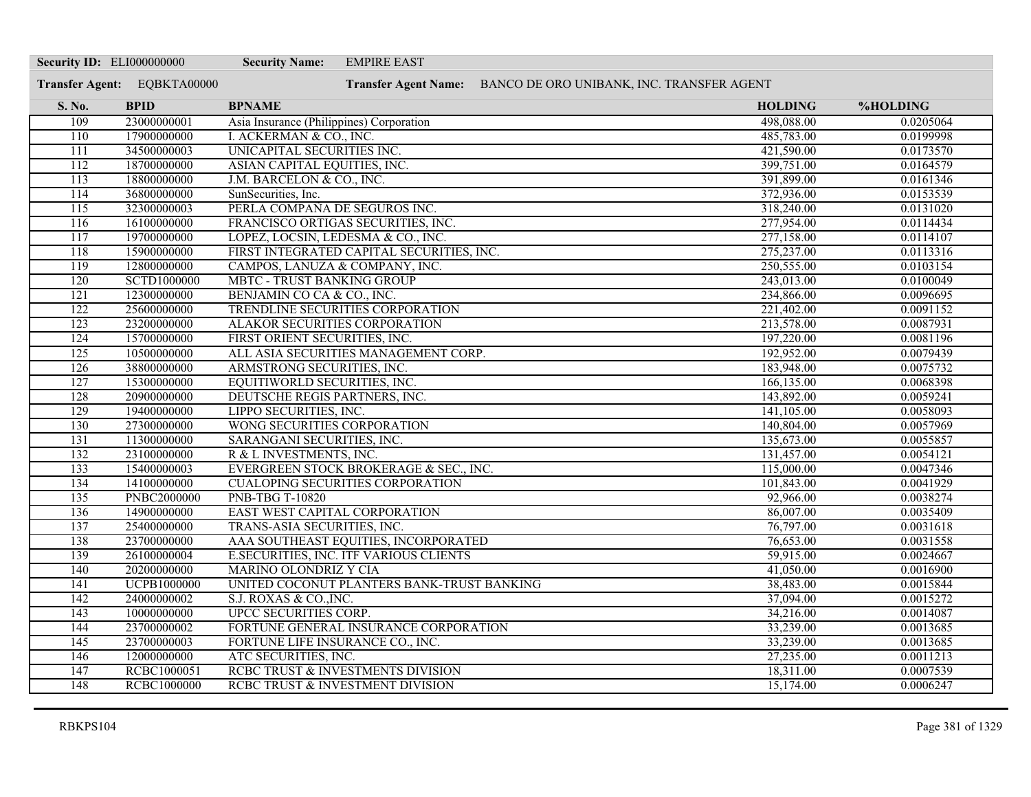**Security ID:** ELI000000000 **Security Name:** EMPIRE EAST

**Transfer Agent:** EQBKTA00000 **Transfer Agent Name:** BANCO DE ORO UNIBANK, INC. TRANSFER AGENT

| S. No. | BPID | BPNAME | HOLDING | %HOLDING |
|---|---|---|---|---|
| 109 | 23000000001 | Asia Insurance (Philippines) Corporation | 498,088.00 | 0.0205064 |
| 110 | 17900000000 | I. ACKERMAN & CO., INC. | 485,783.00 | 0.0199998 |
| 111 | 34500000003 | UNICAPITAL SECURITIES INC. | 421,590.00 | 0.0173570 |
| 112 | 18700000000 | ASIAN CAPITAL EQUITIES, INC. | 399,751.00 | 0.0164579 |
| 113 | 18800000000 | J.M. BARCELON & CO., INC. | 391,899.00 | 0.0161346 |
| 114 | 36800000000 | SunSecurities, Inc. | 372,936.00 | 0.0153539 |
| 115 | 32300000003 | PERLA COMPAÑA DE SEGUROS INC. | 318,240.00 | 0.0131020 |
| 116 | 16100000000 | FRANCISCO ORTIGAS SECURITIES, INC. | 277,954.00 | 0.0114434 |
| 117 | 19700000000 | LOPEZ, LOCSIN, LEDESMA & CO., INC. | 277,158.00 | 0.0114107 |
| 118 | 15900000000 | FIRST INTEGRATED CAPITAL SECURITIES, INC. | 275,237.00 | 0.0113316 |
| 119 | 12800000000 | CAMPOS, LANUZA & COMPANY, INC. | 250,555.00 | 0.0103154 |
| 120 | SCTD1000000 | MBTC - TRUST BANKING GROUP | 243,013.00 | 0.0100049 |
| 121 | 12300000000 | BENJAMIN CO CA & CO., INC. | 234,866.00 | 0.0096695 |
| 122 | 25600000000 | TRENDLINE SECURITIES CORPORATION | 221,402.00 | 0.0091152 |
| 123 | 23200000000 | ALAKOR SECURITIES CORPORATION | 213,578.00 | 0.0087931 |
| 124 | 15700000000 | FIRST ORIENT SECURITIES, INC. | 197,220.00 | 0.0081196 |
| 125 | 10500000000 | ALL ASIA SECURITIES MANAGEMENT CORP. | 192,952.00 | 0.0079439 |
| 126 | 38800000000 | ARMSTRONG SECURITIES, INC. | 183,948.00 | 0.0075732 |
| 127 | 15300000000 | EQUITIWORLD SECURITIES, INC. | 166,135.00 | 0.0068398 |
| 128 | 20900000000 | DEUTSCHE REGIS PARTNERS, INC. | 143,892.00 | 0.0059241 |
| 129 | 19400000000 | LIPPO SECURITIES, INC. | 141,105.00 | 0.0058093 |
| 130 | 27300000000 | WONG SECURITIES CORPORATION | 140,804.00 | 0.0057969 |
| 131 | 11300000000 | SARANGANI SECURITIES, INC. | 135,673.00 | 0.0055857 |
| 132 | 23100000000 | R & L INVESTMENTS, INC. | 131,457.00 | 0.0054121 |
| 133 | 15400000003 | EVERGREEN STOCK BROKERAGE & SEC., INC. | 115,000.00 | 0.0047346 |
| 134 | 14100000000 | CUALOPING SECURITIES CORPORATION | 101,843.00 | 0.0041929 |
| 135 | PNBC2000000 | PNB-TBG T-10820 | 92,966.00 | 0.0038274 |
| 136 | 14900000000 | EAST WEST CAPITAL CORPORATION | 86,007.00 | 0.0035409 |
| 137 | 25400000000 | TRANS-ASIA SECURITIES, INC. | 76,797.00 | 0.0031618 |
| 138 | 23700000000 | AAA SOUTHEAST EQUITIES, INCORPORATED | 76,653.00 | 0.0031558 |
| 139 | 26100000004 | E.SECURITIES, INC. ITF VARIOUS CLIENTS | 59,915.00 | 0.0024667 |
| 140 | 20200000000 | MARINO OLONDRIZ Y CIA | 41,050.00 | 0.0016900 |
| 141 | UCPB1000000 | UNITED COCONUT PLANTERS BANK-TRUST BANKING | 38,483.00 | 0.0015844 |
| 142 | 24000000002 | S.J. ROXAS & CO.,INC. | 37,094.00 | 0.0015272 |
| 143 | 10000000000 | UPCC SECURITIES CORP. | 34,216.00 | 0.0014087 |
| 144 | 23700000002 | FORTUNE GENERAL INSURANCE CORPORATION | 33,239.00 | 0.0013685 |
| 145 | 23700000003 | FORTUNE LIFE INSURANCE CO., INC. | 33,239.00 | 0.0013685 |
| 146 | 12000000000 | ATC SECURITIES, INC. | 27,235.00 | 0.0011213 |
| 147 | RCBC1000051 | RCBC TRUST & INVESTMENTS DIVISION | 18,311.00 | 0.0007539 |
| 148 | RCBC1000000 | RCBC TRUST & INVESTMENT DIVISION | 15,174.00 | 0.0006247 |

RBKPS104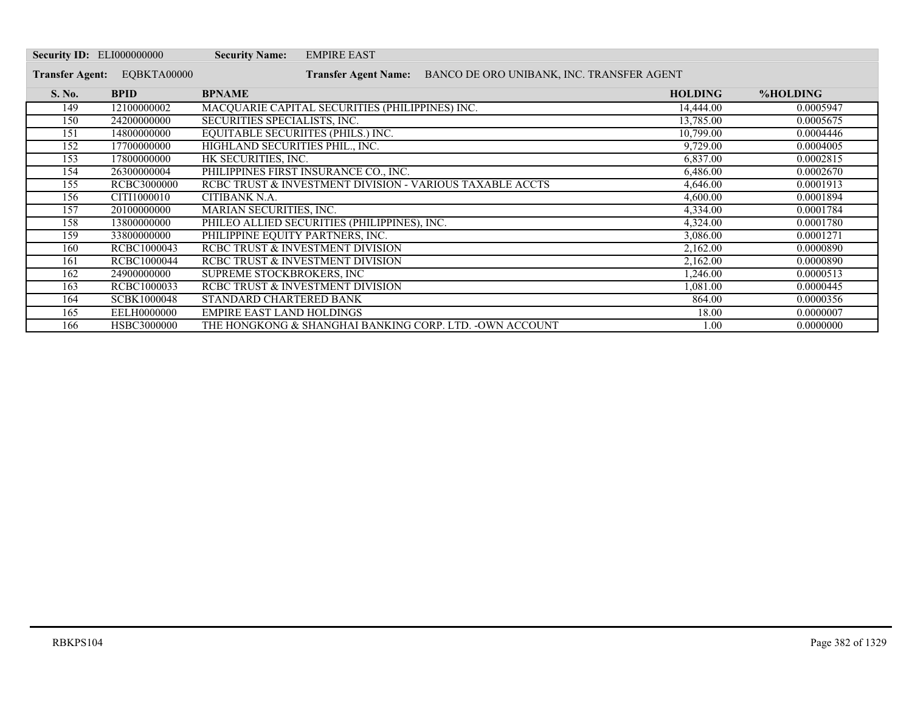**Security ID:** ELI000000000 **Security Name:** EMPIRE EAST

**Transfer Agent:** EQBKTA00000 **Transfer Agent Name:** BANCO DE ORO UNIBANK, INC. TRANSFER AGENT

| S. No. | BPID | BPNAME | HOLDING | %HOLDING |
|---|---|---|---|---|
| 149 | 12100000002 | MACQUARIE CAPITAL SECURITIES (PHILIPPINES) INC. | 14,444.00 | 0.0005947 |
| 150 | 24200000000 | SECURITIES SPECIALISTS, INC. | 13,785.00 | 0.0005675 |
| 151 | 14800000000 | EQUITABLE SECURIITES (PHILS.) INC. | 10,799.00 | 0.0004446 |
| 152 | 17700000000 | HIGHLAND SECURITIES PHIL., INC. | 9,729.00 | 0.0004005 |
| 153 | 17800000000 | HK SECURITIES, INC. | 6,837.00 | 0.0002815 |
| 154 | 26300000004 | PHILIPPINES FIRST INSURANCE CO., INC. | 6,486.00 | 0.0002670 |
| 155 | RCBC3000000 | RCBC TRUST & INVESTMENT DIVISION - VARIOUS TAXABLE ACCTS | 4,646.00 | 0.0001913 |
| 156 | CITI1000010 | CITIBANK N.A. | 4,600.00 | 0.0001894 |
| 157 | 20100000000 | MARIAN SECURITIES, INC. | 4,334.00 | 0.0001784 |
| 158 | 13800000000 | PHILEO ALLIED SECURITIES (PHILIPPINES), INC. | 4,324.00 | 0.0001780 |
| 159 | 33800000000 | PHILIPPINE EQUITY PARTNERS, INC. | 3,086.00 | 0.0001271 |
| 160 | RCBC1000043 | RCBC TRUST & INVESTMENT DIVISION | 2,162.00 | 0.0000890 |
| 161 | RCBC1000044 | RCBC TRUST & INVESTMENT DIVISION | 2,162.00 | 0.0000890 |
| 162 | 24900000000 | SUPREME STOCKBROKERS, INC | 1,246.00 | 0.0000513 |
| 163 | RCBC1000033 | RCBC TRUST & INVESTMENT DIVISION | 1,081.00 | 0.0000445 |
| 164 | SCBK1000048 | STANDARD CHARTERED BANK | 864.00 | 0.0000356 |
| 165 | EELH0000000 | EMPIRE EAST LAND HOLDINGS | 18.00 | 0.0000007 |
| 166 | HSBC3000000 | THE HONGKONG & SHANGHAI BANKING CORP. LTD. -OWN ACCOUNT | 1.00 | 0.0000000 |

RBKPS104